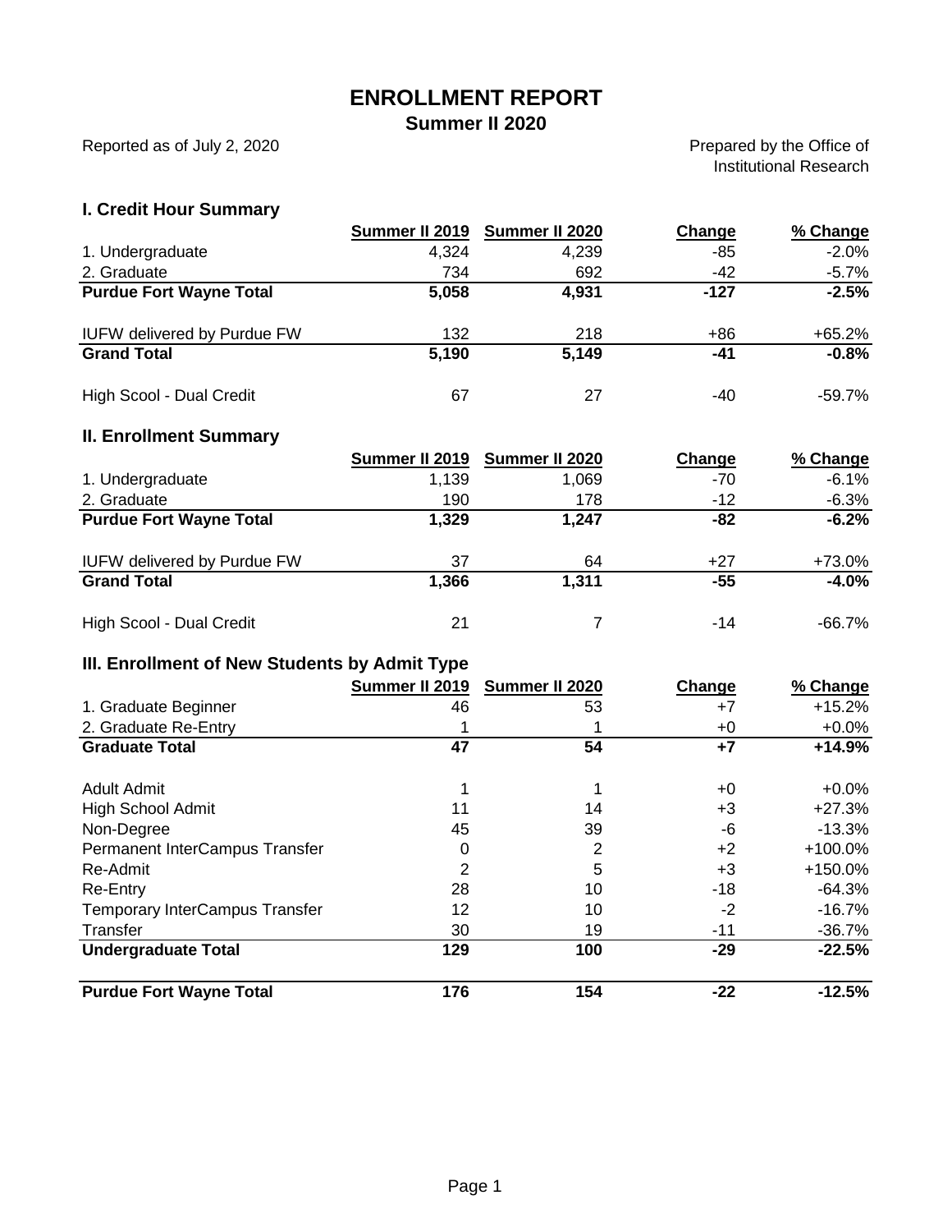# ENROLLMENT REPORT

## Summer II 2020

Reported as of July 2, 2020

Prepared by the Office of Institutional Research

### I. Credit Hour Summary

| | Summer II 2019 | Summer II 2020 | Change | % Change |
|---|---|---|---|---|
| 1. Undergraduate | 4,324 | 4,239 | -85 | -2.0% |
| 2. Graduate | 734 | 692 | -42 | -5.7% |
| **Purdue Fort Wayne Total** | **5,058** | **4,931** | **-127** | **-2.5%** |
| IUFW delivered by Purdue FW | 132 | 218 | +86 | +65.2% |
| **Grand Total** | **5,190** | **5,149** | **-41** | **-0.8%** |
| High Scool - Dual Credit | 67 | 27 | -40 | -59.7% |

### II. Enrollment Summary

| | Summer II 2019 | Summer II 2020 | Change | % Change |
|---|---|---|---|---|
| 1. Undergraduate | 1,139 | 1,069 | -70 | -6.1% |
| 2. Graduate | 190 | 178 | -12 | -6.3% |
| **Purdue Fort Wayne Total** | **1,329** | **1,247** | **-82** | **-6.2%** |
| IUFW delivered by Purdue FW | 37 | 64 | +27 | +73.0% |
| **Grand Total** | **1,366** | **1,311** | **-55** | **-4.0%** |
| High Scool - Dual Credit | 21 | 7 | -14 | -66.7% |

### III. Enrollment of New Students by Admit Type

| | Summer II 2019 | Summer II 2020 | Change | % Change |
|---|---|---|---|---|
| 1. Graduate Beginner | 46 | 53 | +7 | +15.2% |
| 2. Graduate Re-Entry | 1 | 1 | +0 | +0.0% |
| **Graduate Total** | **47** | **54** | **+7** | **+14.9%** |
| Adult Admit | 1 | 1 | +0 | +0.0% |
| High School Admit | 11 | 14 | +3 | +27.3% |
| Non-Degree | 45 | 39 | -6 | -13.3% |
| Permanent InterCampus Transfer | 0 | 2 | +2 | +100.0% |
| Re-Admit | 2 | 5 | +3 | +150.0% |
| Re-Entry | 28 | 10 | -18 | -64.3% |
| Temporary InterCampus Transfer | 12 | 10 | -2 | -16.7% |
| Transfer | 30 | 19 | -11 | -36.7% |
| **Undergraduate Total** | **129** | **100** | **-29** | **-22.5%** |
| **Purdue Fort Wayne Total** | **176** | **154** | **-22** | **-12.5%** |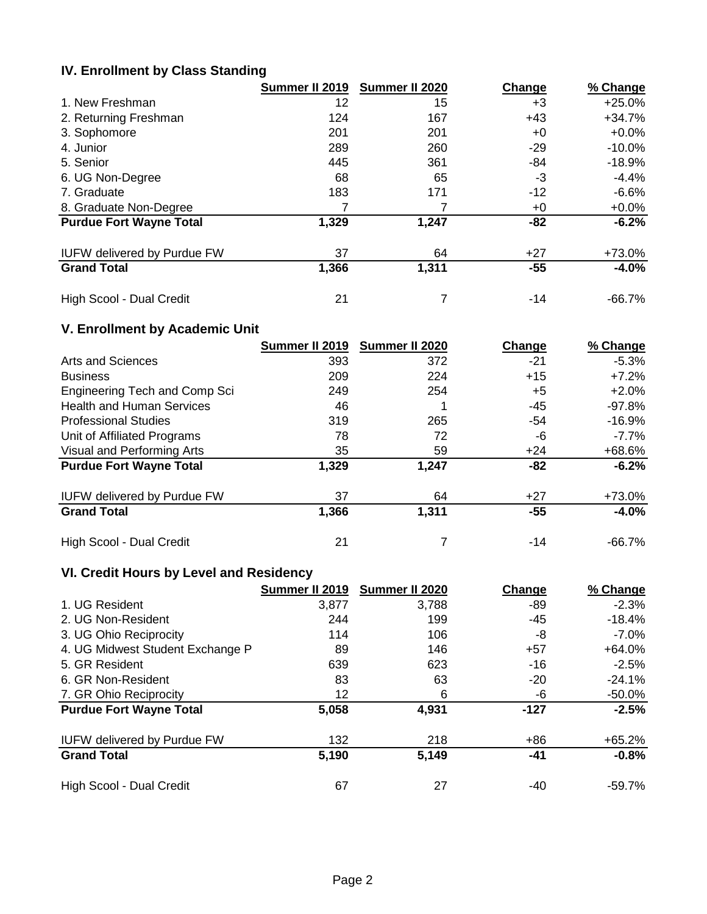## IV. Enrollment by Class Standing

| | Summer II 2019 | Summer II 2020 | Change | % Change |
|---|---|---|---|---|
| 1. New Freshman | 12 | 15 | +3 | +25.0% |
| 2. Returning Freshman | 124 | 167 | +43 | +34.7% |
| 3. Sophomore | 201 | 201 | +0 | +0.0% |
| 4. Junior | 289 | 260 | -29 | -10.0% |
| 5. Senior | 445 | 361 | -84 | -18.9% |
| 6. UG Non-Degree | 68 | 65 | -3 | -4.4% |
| 7. Graduate | 183 | 171 | -12 | -6.6% |
| 8. Graduate Non-Degree | 7 | 7 | +0 | +0.0% |
| **Purdue Fort Wayne Total** | **1,329** | **1,247** | **-82** | **-6.2%** |
| IUFW delivered by Purdue FW | 37 | 64 | +27 | +73.0% |
| **Grand Total** | **1,366** | **1,311** | **-55** | **-4.0%** |
| High Scool - Dual Credit | 21 | 7 | -14 | -66.7% |

## V. Enrollment by Academic Unit

| | Summer II 2019 | Summer II 2020 | Change | % Change |
|---|---|---|---|---|
| Arts and Sciences | 393 | 372 | -21 | -5.3% |
| Business | 209 | 224 | +15 | +7.2% |
| Engineering Tech and Comp Sci | 249 | 254 | +5 | +2.0% |
| Health and Human Services | 46 | 1 | -45 | -97.8% |
| Professional Studies | 319 | 265 | -54 | -16.9% |
| Unit of Affiliated Programs | 78 | 72 | -6 | -7.7% |
| Visual and Performing Arts | 35 | 59 | +24 | +68.6% |
| **Purdue Fort Wayne Total** | **1,329** | **1,247** | **-82** | **-6.2%** |
| IUFW delivered by Purdue FW | 37 | 64 | +27 | +73.0% |
| **Grand Total** | **1,366** | **1,311** | **-55** | **-4.0%** |
| High Scool - Dual Credit | 21 | 7 | -14 | -66.7% |

## VI. Credit Hours by Level and Residency

| | Summer II 2019 | Summer II 2020 | Change | % Change |
|---|---|---|---|---|
| 1. UG Resident | 3,877 | 3,788 | -89 | -2.3% |
| 2. UG Non-Resident | 244 | 199 | -45 | -18.4% |
| 3. UG Ohio Reciprocity | 114 | 106 | -8 | -7.0% |
| 4. UG Midwest Student Exchange P | 89 | 146 | +57 | +64.0% |
| 5. GR Resident | 639 | 623 | -16 | -2.5% |
| 6. GR Non-Resident | 83 | 63 | -20 | -24.1% |
| 7. GR Ohio Reciprocity | 12 | 6 | -6 | -50.0% |
| **Purdue Fort Wayne Total** | **5,058** | **4,931** | **-127** | **-2.5%** |
| IUFW delivered by Purdue FW | 132 | 218 | +86 | +65.2% |
| **Grand Total** | **5,190** | **5,149** | **-41** | **-0.8%** |
| High Scool - Dual Credit | 67 | 27 | -40 | -59.7% |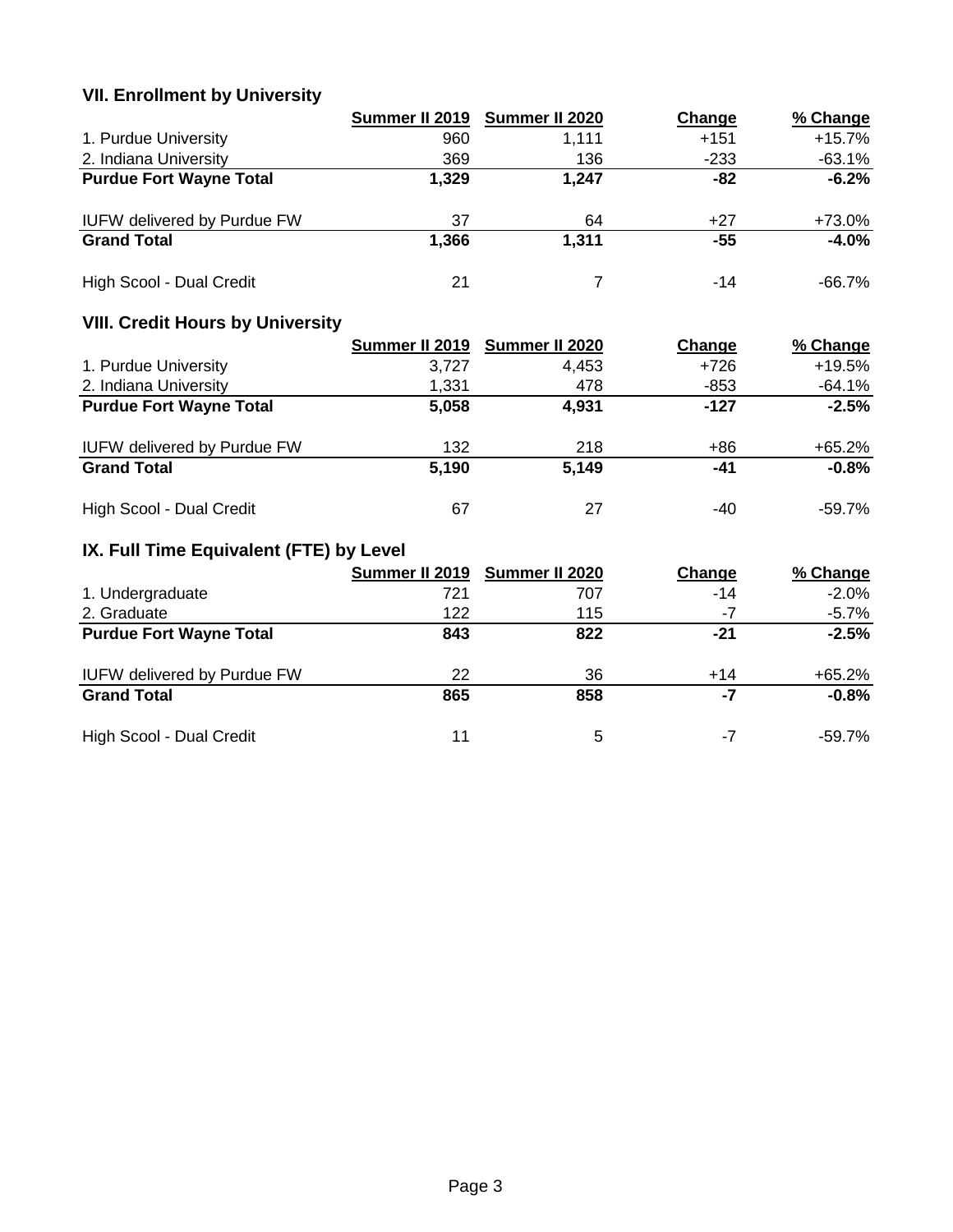### VII. Enrollment by University

| | Summer II 2019 | Summer II 2020 | Change | % Change |
|---|---|---|---|---|
| 1. Purdue University | 960 | 1,111 | +151 | +15.7% |
| 2. Indiana University | 369 | 136 | -233 | -63.1% |
| **Purdue Fort Wayne Total** | **1,329** | **1,247** | **-82** | **-6.2%** |
| | | | | |
| IUFW delivered by Purdue FW | 37 | 64 | +27 | +73.0% |
| **Grand Total** | **1,366** | **1,311** | **-55** | **-4.0%** |
| | | | | |
| High Scool - Dual Credit | 21 | 7 | -14 | -66.7% |

### VIII. Credit Hours by University

| | Summer II 2019 | Summer II 2020 | Change | % Change |
|---|---|---|---|---|
| 1. Purdue University | 3,727 | 4,453 | +726 | +19.5% |
| 2. Indiana University | 1,331 | 478 | -853 | -64.1% |
| **Purdue Fort Wayne Total** | **5,058** | **4,931** | **-127** | **-2.5%** |
| | | | | |
| IUFW delivered by Purdue FW | 132 | 218 | +86 | +65.2% |
| **Grand Total** | **5,190** | **5,149** | **-41** | **-0.8%** |
| | | | | |
| High Scool - Dual Credit | 67 | 27 | -40 | -59.7% |

### IX. Full Time Equivalent (FTE) by Level

| | Summer II 2019 | Summer II 2020 | Change | % Change |
|---|---|---|---|---|
| 1. Undergraduate | 721 | 707 | -14 | -2.0% |
| 2. Graduate | 122 | 115 | -7 | -5.7% |
| **Purdue Fort Wayne Total** | **843** | **822** | **-21** | **-2.5%** |
| | | | | |
| IUFW delivered by Purdue FW | 22 | 36 | +14 | +65.2% |
| **Grand Total** | **865** | **858** | **-7** | **-0.8%** |
| | | | | |
| High Scool - Dual Credit | 11 | 5 | -7 | -59.7% |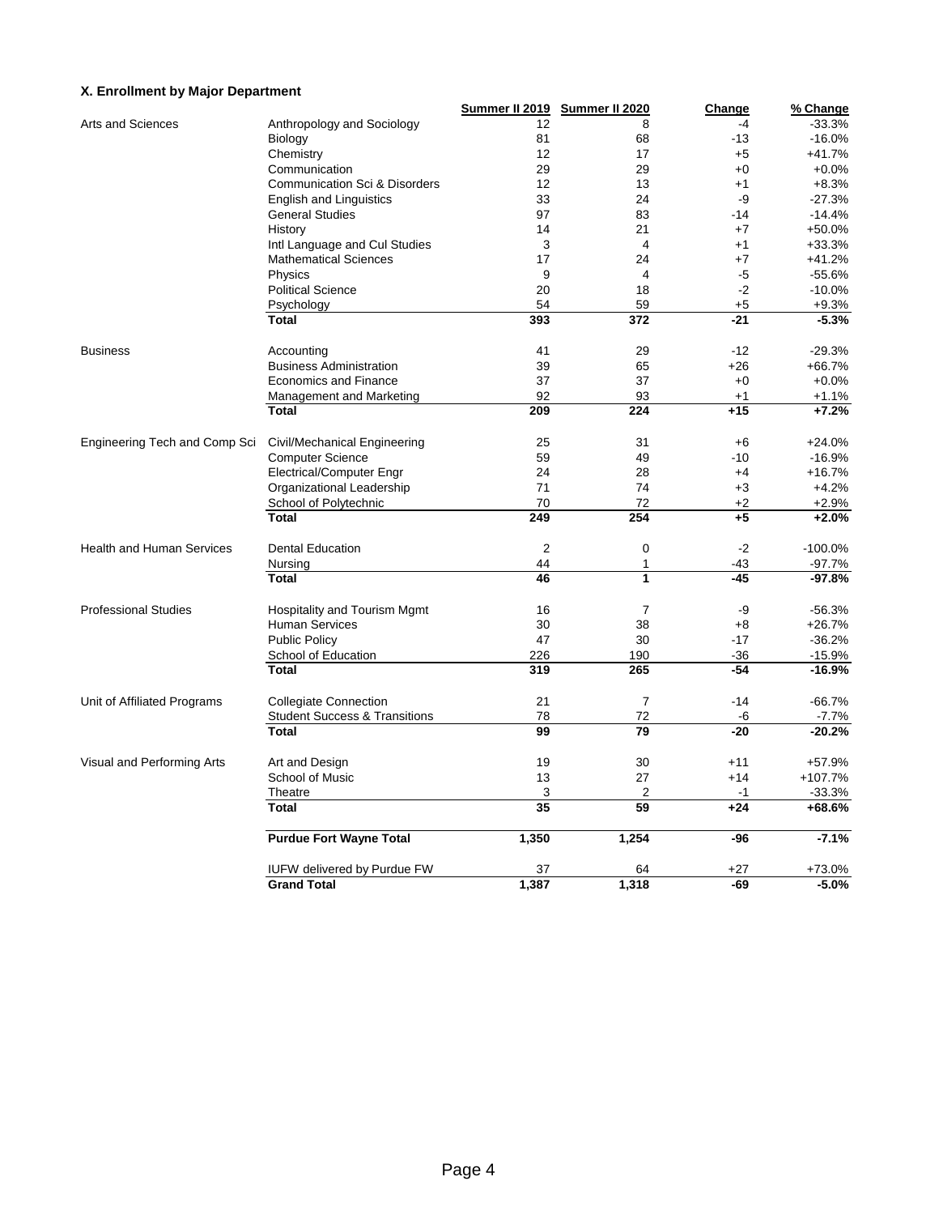### X. Enrollment by Major Department

| | | Summer II 2019 | Summer II 2020 | Change | % Change |
|---|---|---|---|---|---|
| Arts and Sciences | Anthropology and Sociology | 12 | 8 | -4 | -33.3% |
| | Biology | 81 | 68 | -13 | -16.0% |
| | Chemistry | 12 | 17 | +5 | +41.7% |
| | Communication | 29 | 29 | +0 | +0.0% |
| | Communication Sci & Disorders | 12 | 13 | +1 | +8.3% |
| | English and Linguistics | 33 | 24 | -9 | -27.3% |
| | General Studies | 97 | 83 | -14 | -14.4% |
| | History | 14 | 21 | +7 | +50.0% |
| | Intl Language and Cul Studies | 3 | 4 | +1 | +33.3% |
| | Mathematical Sciences | 17 | 24 | +7 | +41.2% |
| | Physics | 9 | 4 | -5 | -55.6% |
| | Political Science | 20 | 18 | -2 | -10.0% |
| | Psychology | 54 | 59 | +5 | +9.3% |
| | **Total** | **393** | **372** | **-21** | **-5.3%** |
| Business | Accounting | 41 | 29 | -12 | -29.3% |
| | Business Administration | 39 | 65 | +26 | +66.7% |
| | Economics and Finance | 37 | 37 | +0 | +0.0% |
| | Management and Marketing | 92 | 93 | +1 | +1.1% |
| | **Total** | **209** | **224** | **+15** | **+7.2%** |
| Engineering Tech and Comp Sci | Civil/Mechanical Engineering | 25 | 31 | +6 | +24.0% |
| | Computer Science | 59 | 49 | -10 | -16.9% |
| | Electrical/Computer Engr | 24 | 28 | +4 | +16.7% |
| | Organizational Leadership | 71 | 74 | +3 | +4.2% |
| | School of Polytechnic | 70 | 72 | +2 | +2.9% |
| | **Total** | **249** | **254** | **+5** | **+2.0%** |
| Health and Human Services | Dental Education | 2 | 0 | -2 | -100.0% |
| | Nursing | 44 | 1 | -43 | -97.7% |
| | **Total** | **46** | **1** | **-45** | **-97.8%** |
| Professional Studies | Hospitality and Tourism Mgmt | 16 | 7 | -9 | -56.3% |
| | Human Services | 30 | 38 | +8 | +26.7% |
| | Public Policy | 47 | 30 | -17 | -36.2% |
| | School of Education | 226 | 190 | -36 | -15.9% |
| | **Total** | **319** | **265** | **-54** | **-16.9%** |
| Unit of Affiliated Programs | Collegiate Connection | 21 | 7 | -14 | -66.7% |
| | Student Success & Transitions | 78 | 72 | -6 | -7.7% |
| | **Total** | **99** | **79** | **-20** | **-20.2%** |
| Visual and Performing Arts | Art and Design | 19 | 30 | +11 | +57.9% |
| | School of Music | 13 | 27 | +14 | +107.7% |
| | Theatre | 3 | 2 | -1 | -33.3% |
| | **Total** | **35** | **59** | **+24** | **+68.6%** |
| | **Purdue Fort Wayne Total** | **1,350** | **1,254** | **-96** | **-7.1%** |
| | IUFW delivered by Purdue FW | 37 | 64 | +27 | +73.0% |
| | **Grand Total** | **1,387** | **1,318** | **-69** | **-5.0%** |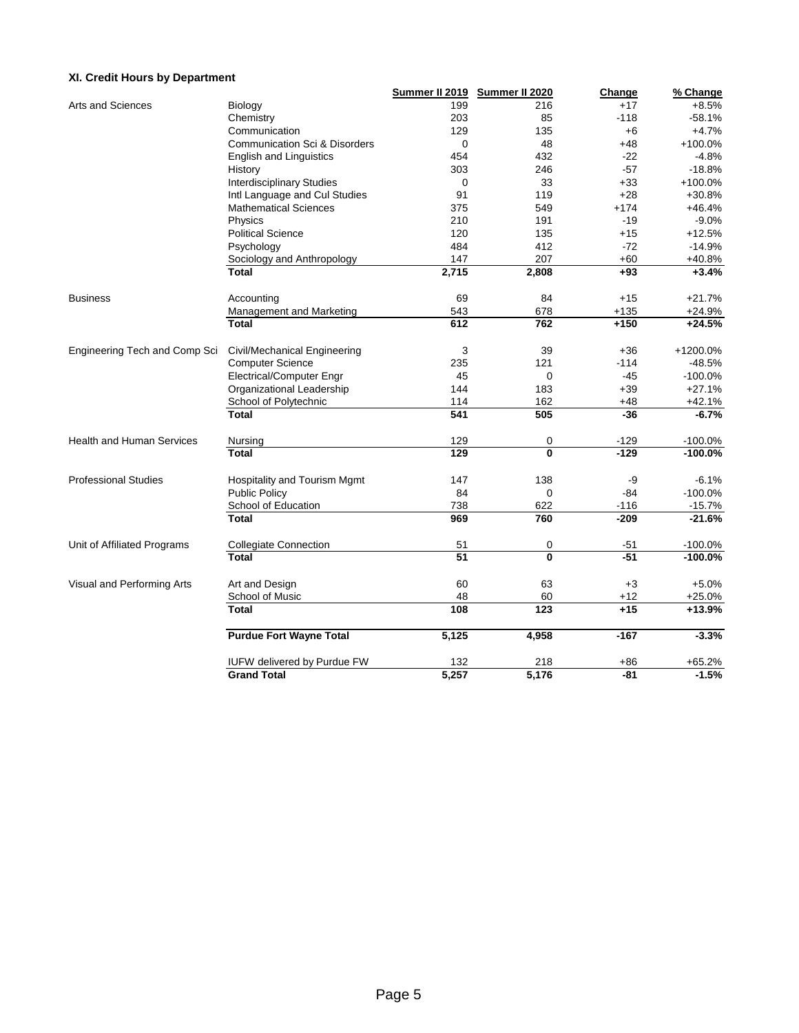### XI. Credit Hours by Department

| | | Summer II 2019 | Summer II 2020 | Change | % Change |
|---|---|---|---|---|---|
| Arts and Sciences | Biology | 199 | 216 | +17 | +8.5% |
| | Chemistry | 203 | 85 | -118 | -58.1% |
| | Communication | 129 | 135 | +6 | +4.7% |
| | Communication Sci & Disorders | 0 | 48 | +48 | +100.0% |
| | English and Linguistics | 454 | 432 | -22 | -4.8% |
| | History | 303 | 246 | -57 | -18.8% |
| | Interdisciplinary Studies | 0 | 33 | +33 | +100.0% |
| | Intl Language and Cul Studies | 91 | 119 | +28 | +30.8% |
| | Mathematical Sciences | 375 | 549 | +174 | +46.4% |
| | Physics | 210 | 191 | -19 | -9.0% |
| | Political Science | 120 | 135 | +15 | +12.5% |
| | Psychology | 484 | 412 | -72 | -14.9% |
| | Sociology and Anthropology | 147 | 207 | +60 | +40.8% |
| | **Total** | **2,715** | **2,808** | **+93** | **+3.4%** |
| Business | Accounting | 69 | 84 | +15 | +21.7% |
| | Management and Marketing | 543 | 678 | +135 | +24.9% |
| | **Total** | **612** | **762** | **+150** | **+24.5%** |
| Engineering Tech and Comp Sci | Civil/Mechanical Engineering | 3 | 39 | +36 | +1200.0% |
| | Computer Science | 235 | 121 | -114 | -48.5% |
| | Electrical/Computer Engr | 45 | 0 | -45 | -100.0% |
| | Organizational Leadership | 144 | 183 | +39 | +27.1% |
| | School of Polytechnic | 114 | 162 | +48 | +42.1% |
| | **Total** | **541** | **505** | **-36** | **-6.7%** |
| Health and Human Services | Nursing | 129 | 0 | -129 | -100.0% |
| | **Total** | **129** | **0** | **-129** | **-100.0%** |
| Professional Studies | Hospitality and Tourism Mgmt | 147 | 138 | -9 | -6.1% |
| | Public Policy | 84 | 0 | -84 | -100.0% |
| | School of Education | 738 | 622 | -116 | -15.7% |
| | **Total** | **969** | **760** | **-209** | **-21.6%** |
| Unit of Affiliated Programs | Collegiate Connection | 51 | 0 | -51 | -100.0% |
| | **Total** | **51** | **0** | **-51** | **-100.0%** |
| Visual and Performing Arts | Art and Design | 60 | 63 | +3 | +5.0% |
| | School of Music | 48 | 60 | +12 | +25.0% |
| | **Total** | **108** | **123** | **+15** | **+13.9%** |
| | **Purdue Fort Wayne Total** | **5,125** | **4,958** | **-167** | **-3.3%** |
| | IUFW delivered by Purdue FW | 132 | 218 | +86 | +65.2% |
| | **Grand Total** | **5,257** | **5,176** | **-81** | **-1.5%** |